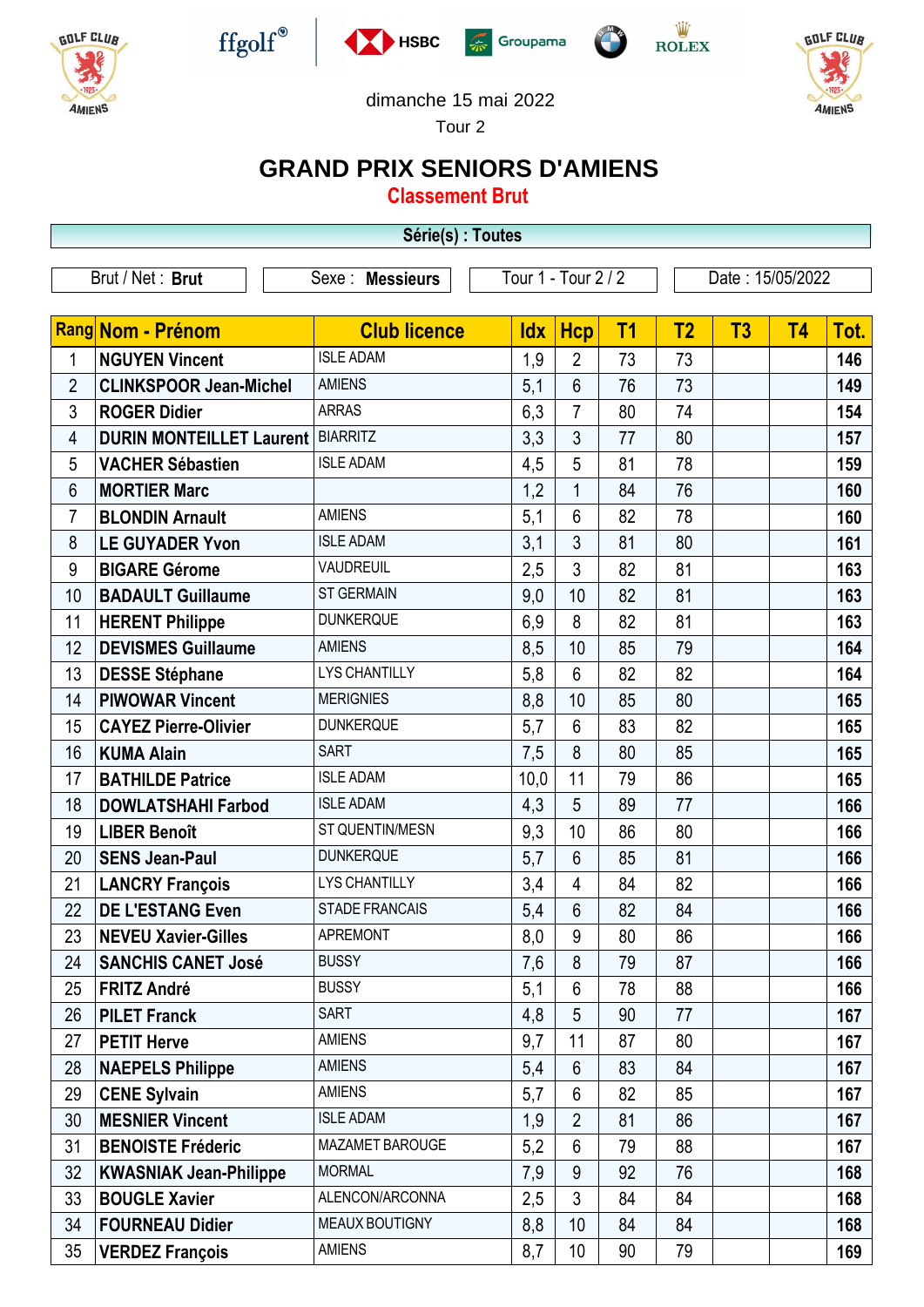dimanche 15 mai 2022

Tour 2

# GRAND PRIX SENIORS D'AMIENS

## Classement Brut

**Série(s) : Toutes**

Brut / Net : **Brut** | Sexe : **Messieurs** | Tour 1 - Tour 2 / 2 | Date : 15/05/2022

| Rang | Nom - Prénom | Club licence | Idx | Hcp | T1 | T2 | T3 | T4 | Tot. |
|---|---|---|---|---|---|---|---|---|---|
| 1 | NGUYEN Vincent | ISLE ADAM | 1,9 | 2 | 73 | 73 | | | 146 |
| 2 | CLINKSPOOR Jean-Michel | AMIENS | 5,1 | 6 | 76 | 73 | | | 149 |
| 3 | ROGER Didier | ARRAS | 6,3 | 7 | 80 | 74 | | | 154 |
| 4 | DURIN MONTEILLET Laurent | BIARRITZ | 3,3 | 3 | 77 | 80 | | | 157 |
| 5 | VACHER Sébastien | ISLE ADAM | 4,5 | 5 | 81 | 78 | | | 159 |
| 6 | MORTIER Marc | | 1,2 | 1 | 84 | 76 | | | 160 |
| 7 | BLONDIN Arnault | AMIENS | 5,1 | 6 | 82 | 78 | | | 160 |
| 8 | LE GUYADER Yvon | ISLE ADAM | 3,1 | 3 | 81 | 80 | | | 161 |
| 9 | BIGARE Gérome | VAUDREUIL | 2,5 | 3 | 82 | 81 | | | 163 |
| 10 | BADAULT Guillaume | ST GERMAIN | 9,0 | 10 | 82 | 81 | | | 163 |
| 11 | HERENT Philippe | DUNKERQUE | 6,9 | 8 | 82 | 81 | | | 163 |
| 12 | DEVISMES Guillaume | AMIENS | 8,5 | 10 | 85 | 79 | | | 164 |
| 13 | DESSE Stéphane | LYS CHANTILLY | 5,8 | 6 | 82 | 82 | | | 164 |
| 14 | PIWOWAR Vincent | MERIGNIES | 8,8 | 10 | 85 | 80 | | | 165 |
| 15 | CAYEZ Pierre-Olivier | DUNKERQUE | 5,7 | 6 | 83 | 82 | | | 165 |
| 16 | KUMA Alain | SART | 7,5 | 8 | 80 | 85 | | | 165 |
| 17 | BATHILDE Patrice | ISLE ADAM | 10,0 | 11 | 79 | 86 | | | 165 |
| 18 | DOWLATSHAHI Farbod | ISLE ADAM | 4,3 | 5 | 89 | 77 | | | 166 |
| 19 | LIBER Benoît | ST QUENTIN/MESN | 9,3 | 10 | 86 | 80 | | | 166 |
| 20 | SENS Jean-Paul | DUNKERQUE | 5,7 | 6 | 85 | 81 | | | 166 |
| 21 | LANCRY François | LYS CHANTILLY | 3,4 | 4 | 84 | 82 | | | 166 |
| 22 | DE L'ESTANG Even | STADE FRANCAIS | 5,4 | 6 | 82 | 84 | | | 166 |
| 23 | NEVEU Xavier-Gilles | APREMONT | 8,0 | 9 | 80 | 86 | | | 166 |
| 24 | SANCHIS CANET José | BUSSY | 7,6 | 8 | 79 | 87 | | | 166 |
| 25 | FRITZ André | BUSSY | 5,1 | 6 | 78 | 88 | | | 166 |
| 26 | PILET Franck | SART | 4,8 | 5 | 90 | 77 | | | 167 |
| 27 | PETIT Herve | AMIENS | 9,7 | 11 | 87 | 80 | | | 167 |
| 28 | NAEPELS Philippe | AMIENS | 5,4 | 6 | 83 | 84 | | | 167 |
| 29 | CENE Sylvain | AMIENS | 5,7 | 6 | 82 | 85 | | | 167 |
| 30 | MESNIER Vincent | ISLE ADAM | 1,9 | 2 | 81 | 86 | | | 167 |
| 31 | BENOISTE Fréderic | MAZAMET BAROUGE | 5,2 | 6 | 79 | 88 | | | 167 |
| 32 | KWASNIAK Jean-Philippe | MORMAL | 7,9 | 9 | 92 | 76 | | | 168 |
| 33 | BOUGLE Xavier | ALENCON/ARCONNA | 2,5 | 3 | 84 | 84 | | | 168 |
| 34 | FOURNEAU Didier | MEAUX BOUTIGNY | 8,8 | 10 | 84 | 84 | | | 168 |
| 35 | VERDEZ François | AMIENS | 8,7 | 10 | 90 | 79 | | | 169 |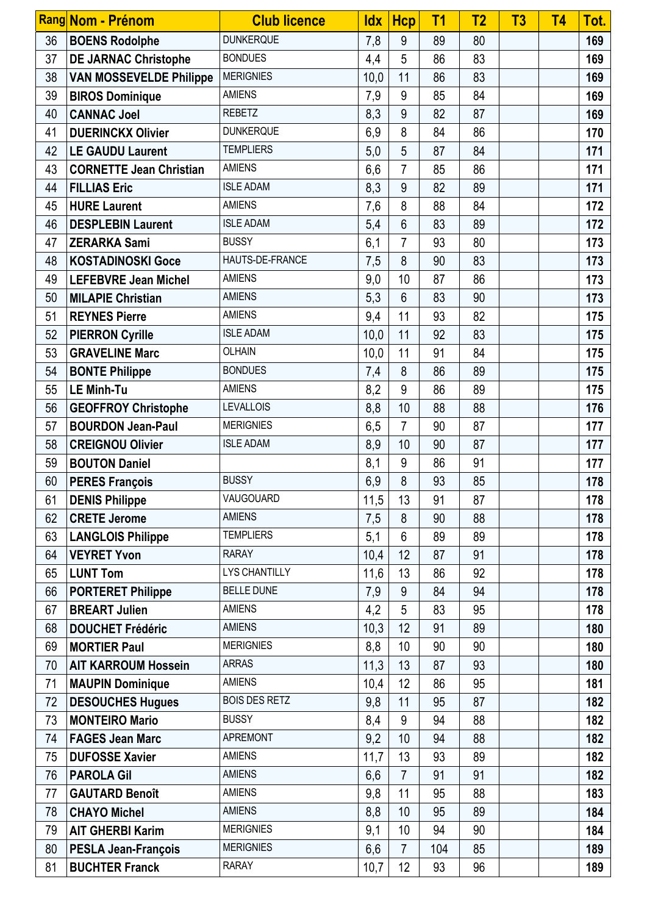| Rang | Nom - Prénom | Club licence | Idx | Hcp | T1 | T2 | T3 | T4 | Tot. |
|---|---|---|---|---|---|---|---|---|---|
| 36 | **BOENS Rodolphe** | DUNKERQUE | 7,8 | 9 | 89 | 80 | | | **169** |
| 37 | **DE JARNAC Christophe** | BONDUES | 4,4 | 5 | 86 | 83 | | | **169** |
| 38 | **VAN MOSSEVELDE Philippe** | MERIGNIES | 10,0 | 11 | 86 | 83 | | | **169** |
| 39 | **BIROS Dominique** | AMIENS | 7,9 | 9 | 85 | 84 | | | **169** |
| 40 | **CANNAC Joel** | REBETZ | 8,3 | 9 | 82 | 87 | | | **169** |
| 41 | **DUERINCKX Olivier** | DUNKERQUE | 6,9 | 8 | 84 | 86 | | | **170** |
| 42 | **LE GAUDU Laurent** | TEMPLIERS | 5,0 | 5 | 87 | 84 | | | **171** |
| 43 | **CORNETTE Jean Christian** | AMIENS | 6,6 | 7 | 85 | 86 | | | **171** |
| 44 | **FILLIAS Eric** | ISLE ADAM | 8,3 | 9 | 82 | 89 | | | **171** |
| 45 | **HURE Laurent** | AMIENS | 7,6 | 8 | 88 | 84 | | | **172** |
| 46 | **DESPLEBIN Laurent** | ISLE ADAM | 5,4 | 6 | 83 | 89 | | | **172** |
| 47 | **ZERARKA Sami** | BUSSY | 6,1 | 7 | 93 | 80 | | | **173** |
| 48 | **KOSTADINOSKI Goce** | HAUTS-DE-FRANCE | 7,5 | 8 | 90 | 83 | | | **173** |
| 49 | **LEFEBVRE Jean Michel** | AMIENS | 9,0 | 10 | 87 | 86 | | | **173** |
| 50 | **MILAPIE Christian** | AMIENS | 5,3 | 6 | 83 | 90 | | | **173** |
| 51 | **REYNES Pierre** | AMIENS | 9,4 | 11 | 93 | 82 | | | **175** |
| 52 | **PIERRON Cyrille** | ISLE ADAM | 10,0 | 11 | 92 | 83 | | | **175** |
| 53 | **GRAVELINE Marc** | OLHAIN | 10,0 | 11 | 91 | 84 | | | **175** |
| 54 | **BONTE Philippe** | BONDUES | 7,4 | 8 | 86 | 89 | | | **175** |
| 55 | **LE Minh-Tu** | AMIENS | 8,2 | 9 | 86 | 89 | | | **175** |
| 56 | **GEOFFROY Christophe** | LEVALLOIS | 8,8 | 10 | 88 | 88 | | | **176** |
| 57 | **BOURDON Jean-Paul** | MERIGNIES | 6,5 | 7 | 90 | 87 | | | **177** |
| 58 | **CREIGNOU Olivier** | ISLE ADAM | 8,9 | 10 | 90 | 87 | | | **177** |
| 59 | **BOUTON Daniel** | | 8,1 | 9 | 86 | 91 | | | **177** |
| 60 | **PERES François** | BUSSY | 6,9 | 8 | 93 | 85 | | | **178** |
| 61 | **DENIS Philippe** | VAUGOUARD | 11,5 | 13 | 91 | 87 | | | **178** |
| 62 | **CRETE Jerome** | AMIENS | 7,5 | 8 | 90 | 88 | | | **178** |
| 63 | **LANGLOIS Philippe** | TEMPLIERS | 5,1 | 6 | 89 | 89 | | | **178** |
| 64 | **VEYRET Yvon** | RARAY | 10,4 | 12 | 87 | 91 | | | **178** |
| 65 | **LUNT Tom** | LYS CHANTILLY | 11,6 | 13 | 86 | 92 | | | **178** |
| 66 | **PORTERET Philippe** | BELLE DUNE | 7,9 | 9 | 84 | 94 | | | **178** |
| 67 | **BREART Julien** | AMIENS | 4,2 | 5 | 83 | 95 | | | **178** |
| 68 | **DOUCHET Frédéric** | AMIENS | 10,3 | 12 | 91 | 89 | | | **180** |
| 69 | **MORTIER Paul** | MERIGNIES | 8,8 | 10 | 90 | 90 | | | **180** |
| 70 | **AIT KARROUM Hossein** | ARRAS | 11,3 | 13 | 87 | 93 | | | **180** |
| 71 | **MAUPIN Dominique** | AMIENS | 10,4 | 12 | 86 | 95 | | | **181** |
| 72 | **DESOUCHES Hugues** | BOIS DES RETZ | 9,8 | 11 | 95 | 87 | | | **182** |
| 73 | **MONTEIRO Mario** | BUSSY | 8,4 | 9 | 94 | 88 | | | **182** |
| 74 | **FAGES Jean Marc** | APREMONT | 9,2 | 10 | 94 | 88 | | | **182** |
| 75 | **DUFOSSE Xavier** | AMIENS | 11,7 | 13 | 93 | 89 | | | **182** |
| 76 | **PAROLA Gil** | AMIENS | 6,6 | 7 | 91 | 91 | | | **182** |
| 77 | **GAUTARD Benoît** | AMIENS | 9,8 | 11 | 95 | 88 | | | **183** |
| 78 | **CHAYO Michel** | AMIENS | 8,8 | 10 | 95 | 89 | | | **184** |
| 79 | **AIT GHERBI Karim** | MERIGNIES | 9,1 | 10 | 94 | 90 | | | **184** |
| 80 | **PESLA Jean-François** | MERIGNIES | 6,6 | 7 | 104 | 85 | | | **189** |
| 81 | **BUCHTER Franck** | RARAY | 10,7 | 12 | 93 | 96 | | | **189** |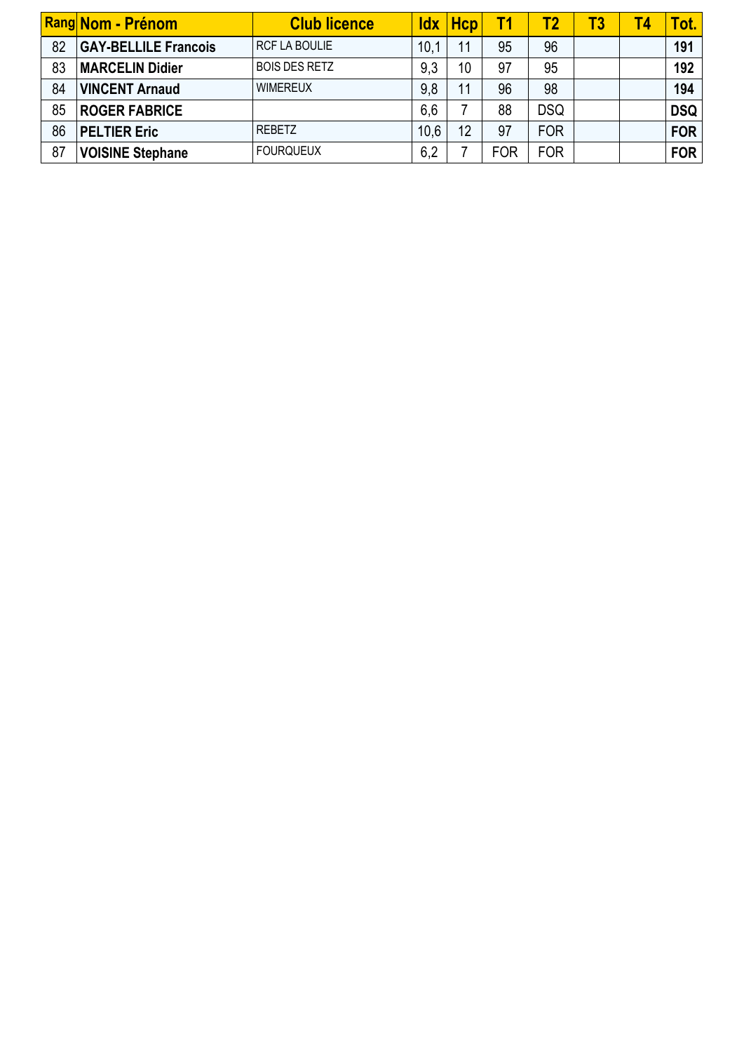| Rang | Nom - Prénom | Club licence | Idx | Hcp | T1 | T2 | T3 | T4 | Tot. |
| --- | --- | --- | --- | --- | --- | --- | --- | --- | --- |
| 82 | **GAY-BELLILE Francois** | RCF LA BOULIE | 10,1 | 11 | 95 | 96 | | | **191** |
| 83 | **MARCELIN Didier** | BOIS DES RETZ | 9,3 | 10 | 97 | 95 | | | **192** |
| 84 | **VINCENT Arnaud** | WIMEREUX | 9,8 | 11 | 96 | 98 | | | **194** |
| 85 | **ROGER FABRICE** | | 6,6 | 7 | 88 | DSQ | | | **DSQ** |
| 86 | **PELTIER Eric** | REBETZ | 10,6 | 12 | 97 | FOR | | | **FOR** |
| 87 | **VOISINE Stephane** | FOURQUEUX | 6,2 | 7 | FOR | FOR | | | **FOR** |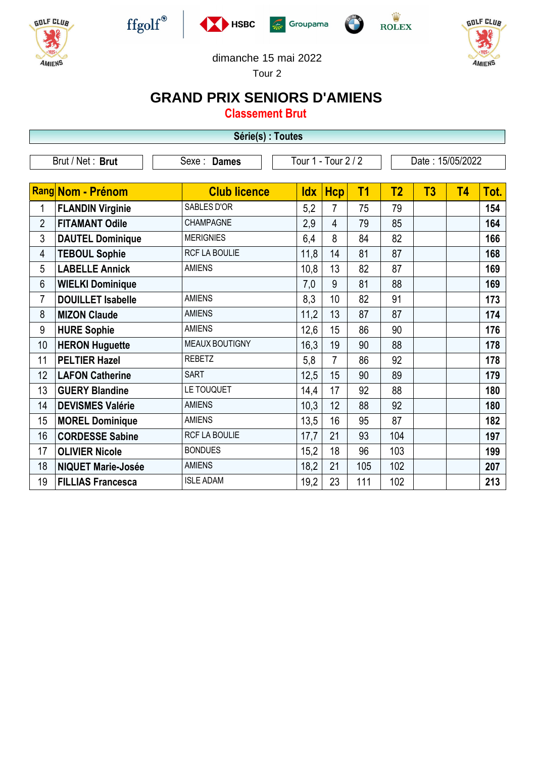dimanche 15 mai 2022

Tour 2

# GRAND PRIX SENIORS D'AMIENS

## Classement Brut

**Série(s) : Toutes**

| Brut / Net : **Brut** | Sexe : **Dames** | Tour 1 - Tour 2 / 2 | Date : 15/05/2022 |
|---|---|---|---|

| Rang | Nom - Prénom | Club licence | Idx | Hcp | T1 | T2 | T3 | T4 | Tot. |
|---|---|---|---|---|---|---|---|---|---|
| 1 | **FLANDIN Virginie** | SABLES D'OR | 5,2 | 7 | 75 | 79 | | | **154** |
| 2 | **FITAMANT Odile** | CHAMPAGNE | 2,9 | 4 | 79 | 85 | | | **164** |
| 3 | **DAUTEL Dominique** | MERIGNIES | 6,4 | 8 | 84 | 82 | | | **166** |
| 4 | **TEBOUL Sophie** | RCF LA BOULIE | 11,8 | 14 | 81 | 87 | | | **168** |
| 5 | **LABELLE Annick** | AMIENS | 10,8 | 13 | 82 | 87 | | | **169** |
| 6 | **WIELKI Dominique** | | 7,0 | 9 | 81 | 88 | | | **169** |
| 7 | **DOUILLET Isabelle** | AMIENS | 8,3 | 10 | 82 | 91 | | | **173** |
| 8 | **MIZON Claude** | AMIENS | 11,2 | 13 | 87 | 87 | | | **174** |
| 9 | **HURE Sophie** | AMIENS | 12,6 | 15 | 86 | 90 | | | **176** |
| 10 | **HERON Huguette** | MEAUX BOUTIGNY | 16,3 | 19 | 90 | 88 | | | **178** |
| 11 | **PELTIER Hazel** | REBETZ | 5,8 | 7 | 86 | 92 | | | **178** |
| 12 | **LAFON Catherine** | SART | 12,5 | 15 | 90 | 89 | | | **179** |
| 13 | **GUERY Blandine** | LE TOUQUET | 14,4 | 17 | 92 | 88 | | | **180** |
| 14 | **DEVISMES Valérie** | AMIENS | 10,3 | 12 | 88 | 92 | | | **180** |
| 15 | **MOREL Dominique** | AMIENS | 13,5 | 16 | 95 | 87 | | | **182** |
| 16 | **CORDESSE Sabine** | RCF LA BOULIE | 17,7 | 21 | 93 | 104 | | | **197** |
| 17 | **OLIVIER Nicole** | BONDUES | 15,2 | 18 | 96 | 103 | | | **199** |
| 18 | **NIQUET Marie-Josée** | AMIENS | 18,2 | 21 | 105 | 102 | | | **207** |
| 19 | **FILLIAS Francesca** | ISLE ADAM | 19,2 | 23 | 111 | 102 | | | **213** |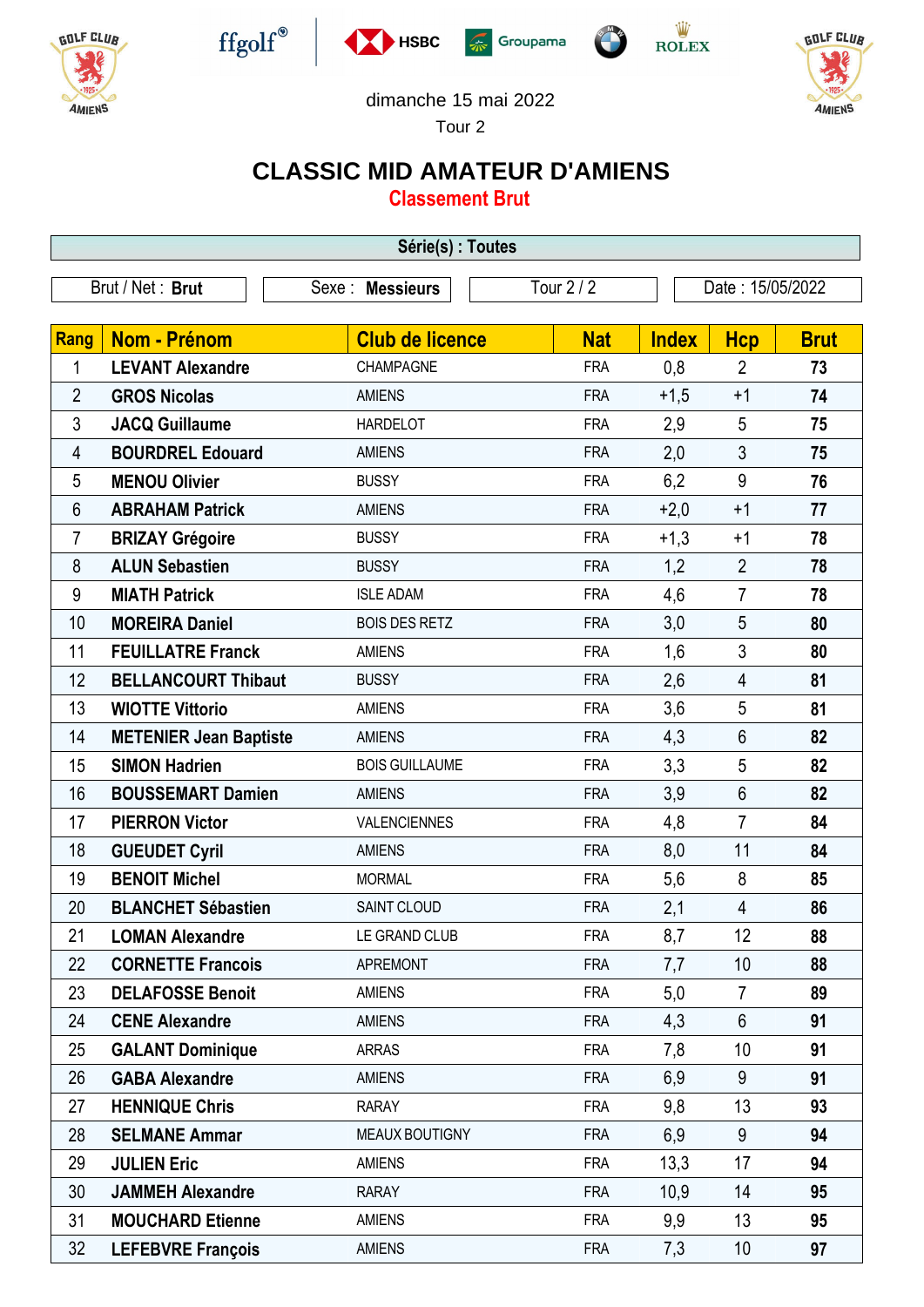dimanche 15 mai 2022

Tour 2

# CLASSIC MID AMATEUR D'AMIENS

## Classement Brut

**Série(s) : Toutes**

| Brut / Net : **Brut** | Sexe : **Messieurs** | Tour 2 / 2 | Date : 15/05/2022 |
|---|---|---|---|

| Rang | Nom - Prénom | Club de licence | Nat | Index | Hcp | Brut |
|---|---|---|---|---|---|---|
| 1 | **LEVANT Alexandre** | CHAMPAGNE | FRA | 0,8 | 2 | **73** |
| 2 | **GROS Nicolas** | AMIENS | FRA | +1,5 | +1 | **74** |
| 3 | **JACQ Guillaume** | HARDELOT | FRA | 2,9 | 5 | **75** |
| 4 | **BOURDREL Edouard** | AMIENS | FRA | 2,0 | 3 | **75** |
| 5 | **MENOU Olivier** | BUSSY | FRA | 6,2 | 9 | **76** |
| 6 | **ABRAHAM Patrick** | AMIENS | FRA | +2,0 | +1 | **77** |
| 7 | **BRIZAY Grégoire** | BUSSY | FRA | +1,3 | +1 | **78** |
| 8 | **ALUN Sebastien** | BUSSY | FRA | 1,2 | 2 | **78** |
| 9 | **MIATH Patrick** | ISLE ADAM | FRA | 4,6 | 7 | **78** |
| 10 | **MOREIRA Daniel** | BOIS DES RETZ | FRA | 3,0 | 5 | **80** |
| 11 | **FEUILLATRE Franck** | AMIENS | FRA | 1,6 | 3 | **80** |
| 12 | **BELLANCOURT Thibaut** | BUSSY | FRA | 2,6 | 4 | **81** |
| 13 | **WIOTTE Vittorio** | AMIENS | FRA | 3,6 | 5 | **81** |
| 14 | **METENIER Jean Baptiste** | AMIENS | FRA | 4,3 | 6 | **82** |
| 15 | **SIMON Hadrien** | BOIS GUILLAUME | FRA | 3,3 | 5 | **82** |
| 16 | **BOUSSEMART Damien** | AMIENS | FRA | 3,9 | 6 | **82** |
| 17 | **PIERRON Victor** | VALENCIENNES | FRA | 4,8 | 7 | **84** |
| 18 | **GUEUDET Cyril** | AMIENS | FRA | 8,0 | 11 | **84** |
| 19 | **BENOIT Michel** | MORMAL | FRA | 5,6 | 8 | **85** |
| 20 | **BLANCHET Sébastien** | SAINT CLOUD | FRA | 2,1 | 4 | **86** |
| 21 | **LOMAN Alexandre** | LE GRAND CLUB | FRA | 8,7 | 12 | **88** |
| 22 | **CORNETTE Francois** | APREMONT | FRA | 7,7 | 10 | **88** |
| 23 | **DELAFOSSE Benoit** | AMIENS | FRA | 5,0 | 7 | **89** |
| 24 | **CENE Alexandre** | AMIENS | FRA | 4,3 | 6 | **91** |
| 25 | **GALANT Dominique** | ARRAS | FRA | 7,8 | 10 | **91** |
| 26 | **GABA Alexandre** | AMIENS | FRA | 6,9 | 9 | **91** |
| 27 | **HENNIQUE Chris** | RARAY | FRA | 9,8 | 13 | **93** |
| 28 | **SELMANE Ammar** | MEAUX BOUTIGNY | FRA | 6,9 | 9 | **94** |
| 29 | **JULIEN Eric** | AMIENS | FRA | 13,3 | 17 | **94** |
| 30 | **JAMMEH Alexandre** | RARAY | FRA | 10,9 | 14 | **95** |
| 31 | **MOUCHARD Etienne** | AMIENS | FRA | 9,9 | 13 | **95** |
| 32 | **LEFEBVRE François** | AMIENS | FRA | 7,3 | 10 | **97** |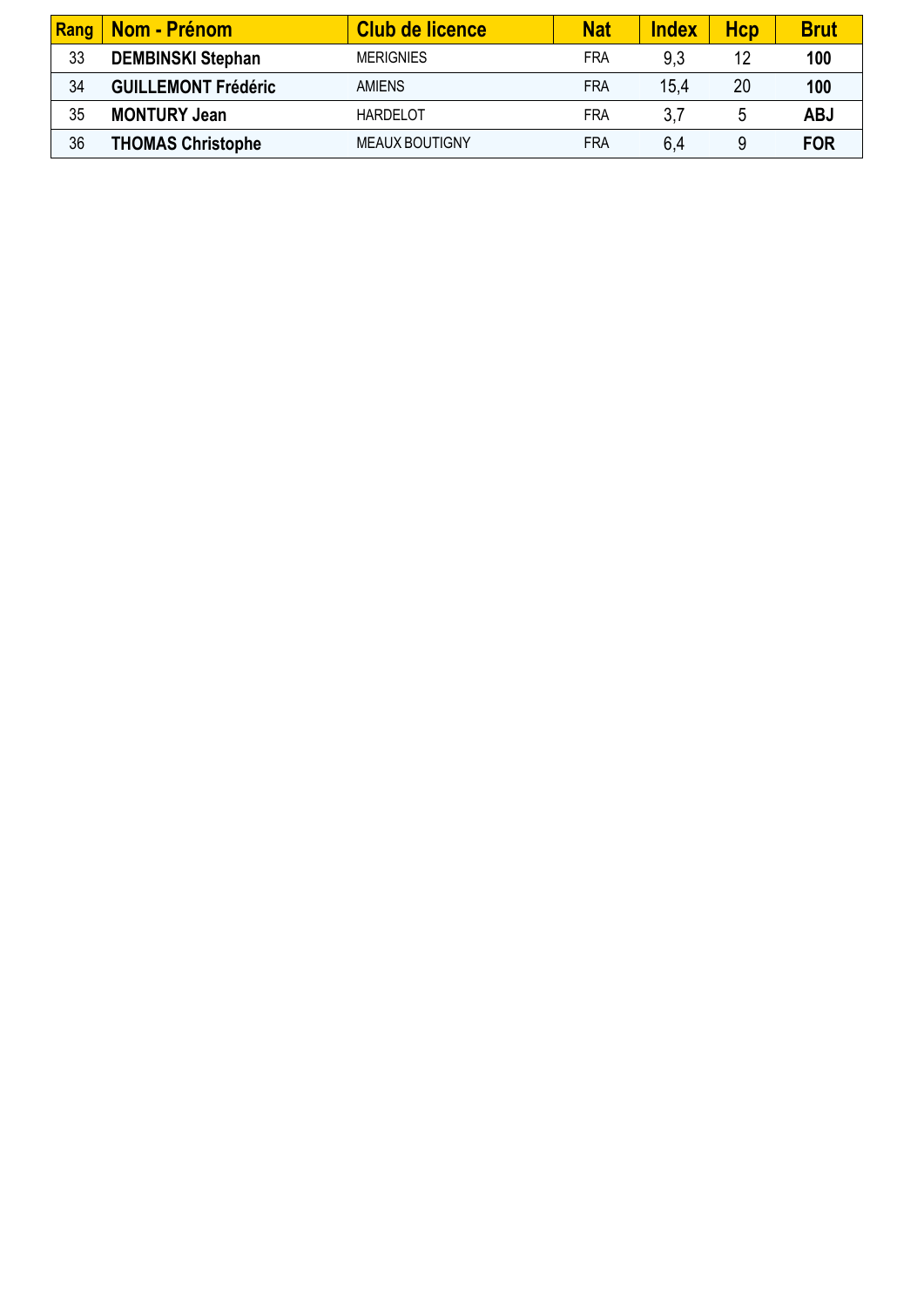| Rang | Nom - Prénom | Club de licence | Nat | Index | Hcp | Brut |
|---|---|---|---|---|---|---|
| 33 | **DEMBINSKI Stephan** | MERIGNIES | FRA | 9,3 | 12 | **100** |
| 34 | **GUILLEMONT Frédéric** | AMIENS | FRA | 15,4 | 20 | **100** |
| 35 | **MONTURY Jean** | HARDELOT | FRA | 3,7 | 5 | **ABJ** |
| 36 | **THOMAS Christophe** | MEAUX BOUTIGNY | FRA | 6,4 | 9 | **FOR** |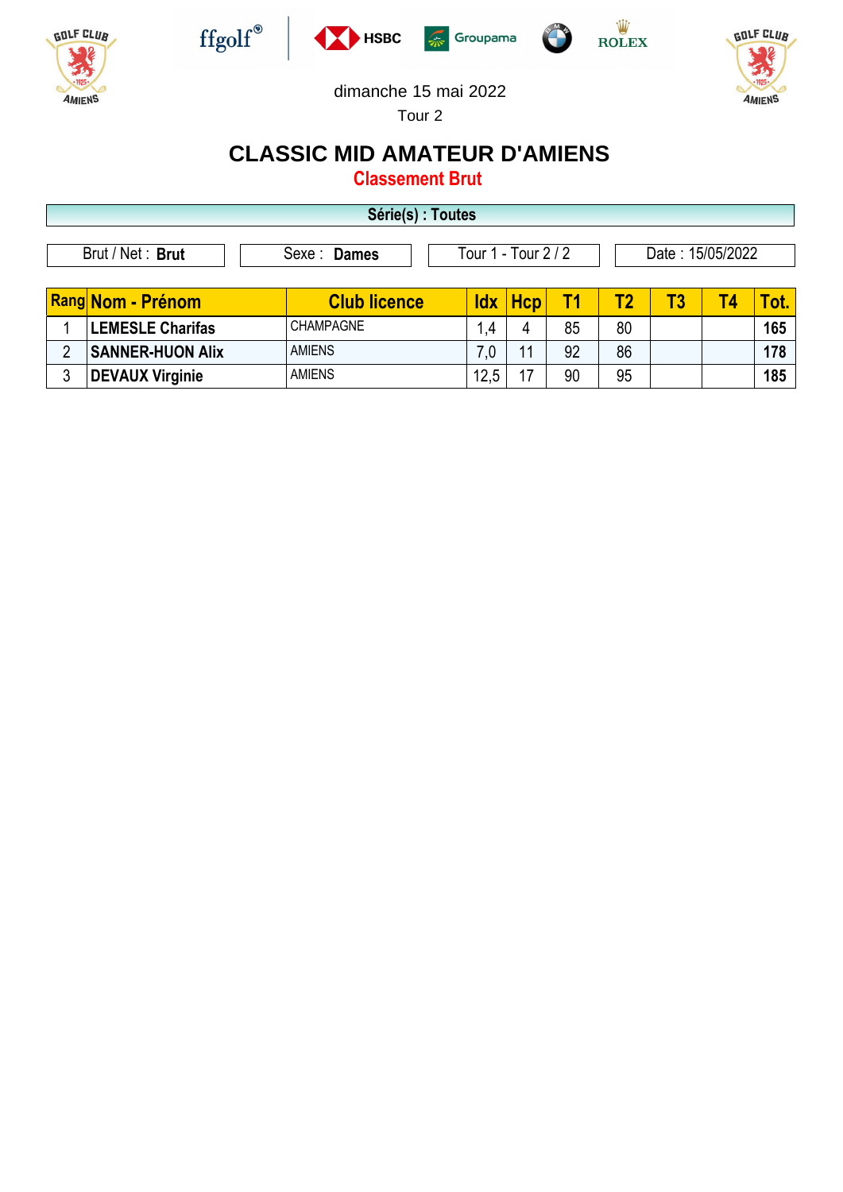dimanche 15 mai 2022

Tour 2

# CLASSIC MID AMATEUR D'AMIENS

## Classement Brut

**Série(s) : Toutes**

| Brut / Net : **Brut** | Sexe : **Dames** | Tour 1 - Tour 2 / 2 | Date : 15/05/2022 |
|---|---|---|---|

| Rang | Nom - Prénom | Club licence | Idx | Hcp | T1 | T2 | T3 | T4 | Tot. |
|---|---|---|---|---|---|---|---|---|---|
| 1 | **LEMESLE Charifas** | CHAMPAGNE | 1,4 | 4 | 85 | 80 | | | **165** |
| 2 | **SANNER-HUON Alix** | AMIENS | 7,0 | 11 | 92 | 86 | | | **178** |
| 3 | **DEVAUX Virginie** | AMIENS | 12,5 | 17 | 90 | 95 | | | **185** |